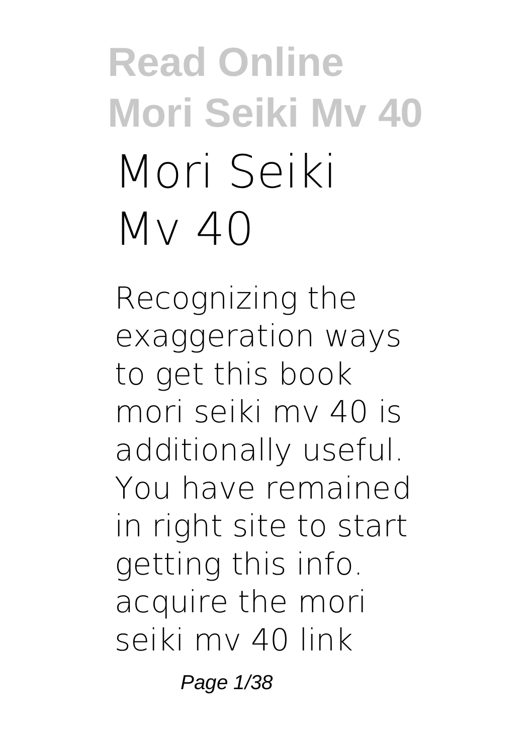# Mori Seiki Mv 40

Recognizing the exaggeration ways to get this book **mori seiki mv 40** is additionally useful. You have remained in right site to start getting this info. acquire the mori seiki mv 40 link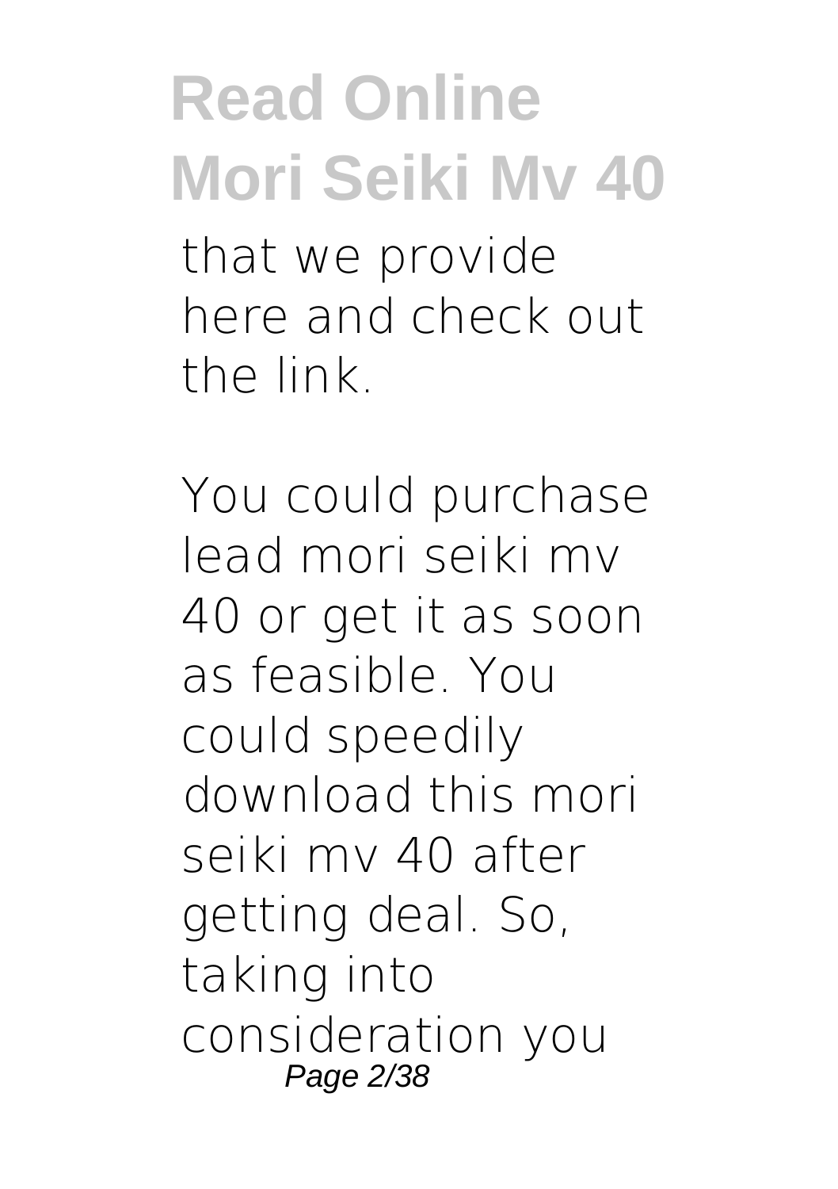that we provide here and check out the link.

You could purchase lead mori seiki mv 40 or get it as soon as feasible. You could speedily download this mori seiki mv 40 after getting deal. So, taking into consideration you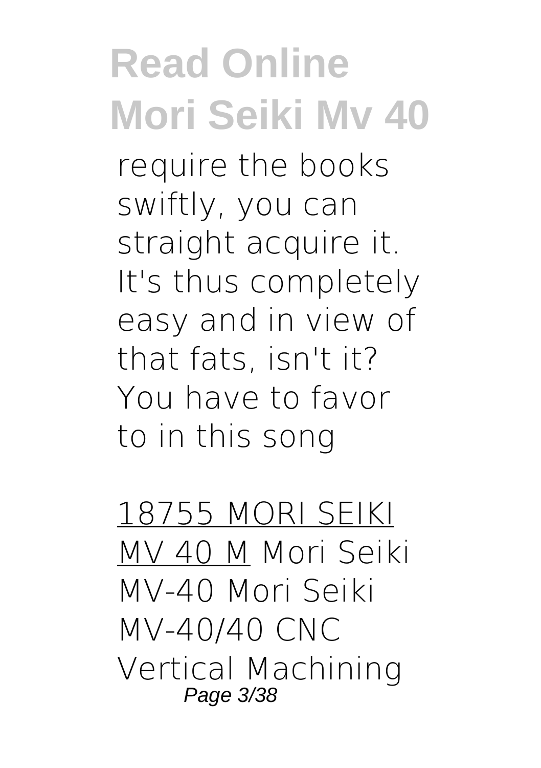require the books swiftly, you can straight acquire it. It's thus completely easy and in view of that fats, isn't it? You have to favor to in this song

18755 MORI SEIKI MV 40 M Mori Seiki MV-40 Mori Seiki MV-40/40 CNC Vertical Machining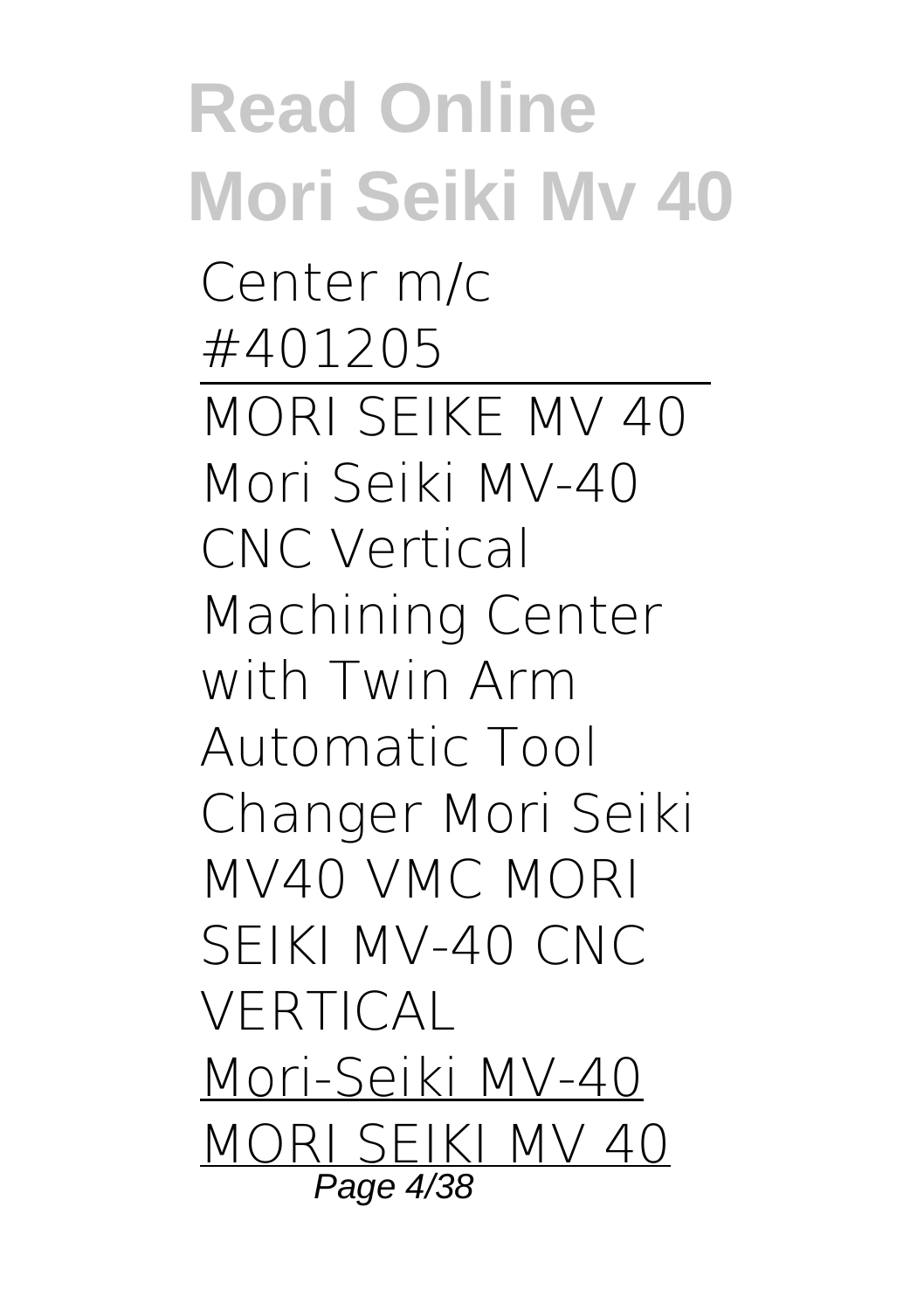Center m/c #401205

---

MORI SEIKE MV 40 Mori Seiki MV-40 CNC Vertical Machining Center with Twin Arm Automatic Tool Changer Mori Seiki MV40 VMC MORI SEIKI MV-40 CNC VERTICAL Mori-Seiki MV-40 MORI SEIKI MV 40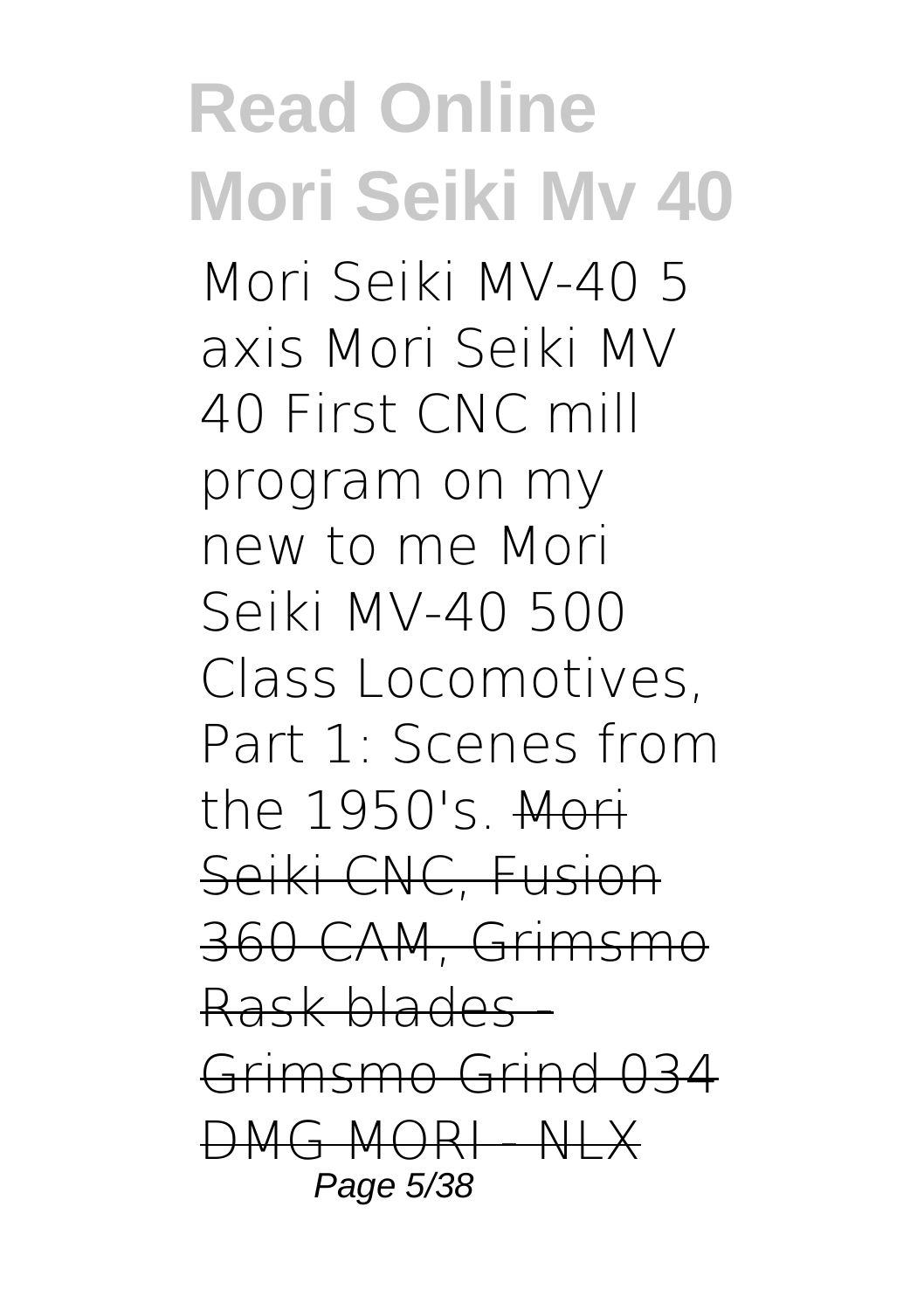**Mori Seiki MV-40 5 axis Mori Seiki MV 40 First CNC mill program on my new to me Mori Seiki MV-40 500 Class Locomotives, Part 1: Scenes from the 1950's.** ~~Mori Seiki CNC, Fusion 360 CAM, Grimsmo Rask blades - Grimsmo Grind 034 DMG MORI - NLX~~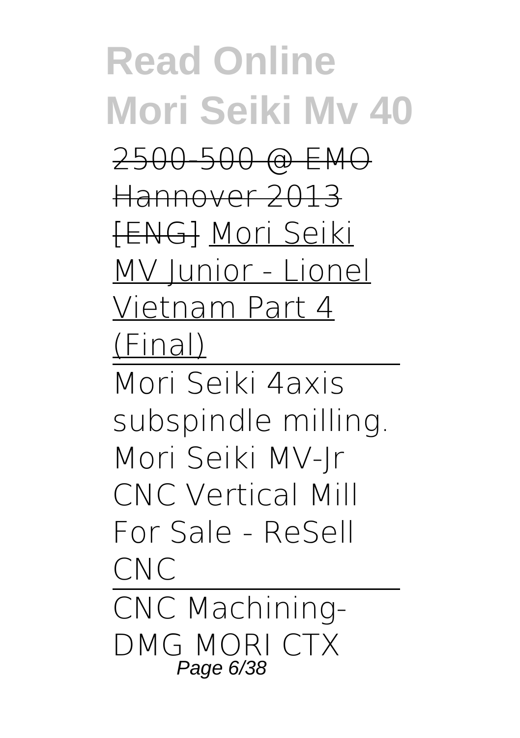~~2500-500 @ EMO Hannover 2013 [ENG]~~ Mori Seiki MV Junior - Lionel Vietnam Part 4 (Final)

---

Mori Seiki 4axis subspindle milling. Mori Seiki MV-Jr CNC Vertical Mill For Sale - ReSell CNC

---

CNC Machining- DMG MORI CTX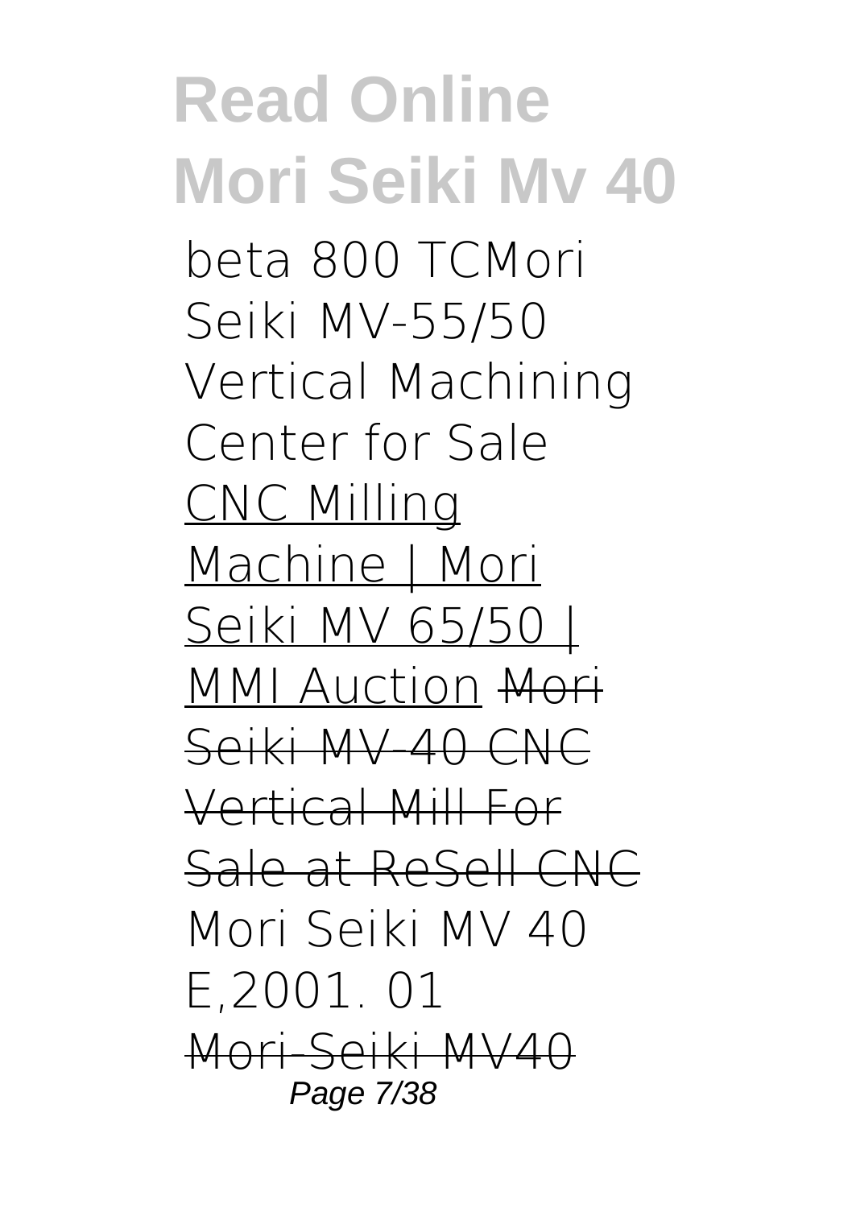beta 800 TCMori Seiki MV-55/50 Vertical Machining Center for Sale CNC Milling Machine | Mori Seiki MV 65/50 | MMI Auction ~~Mori Seiki MV-40 CNC Vertical Mill For Sale at ReSell CNC~~ Mori Seiki MV 40 E,2001. 01 ~~Mori-Seiki MV40~~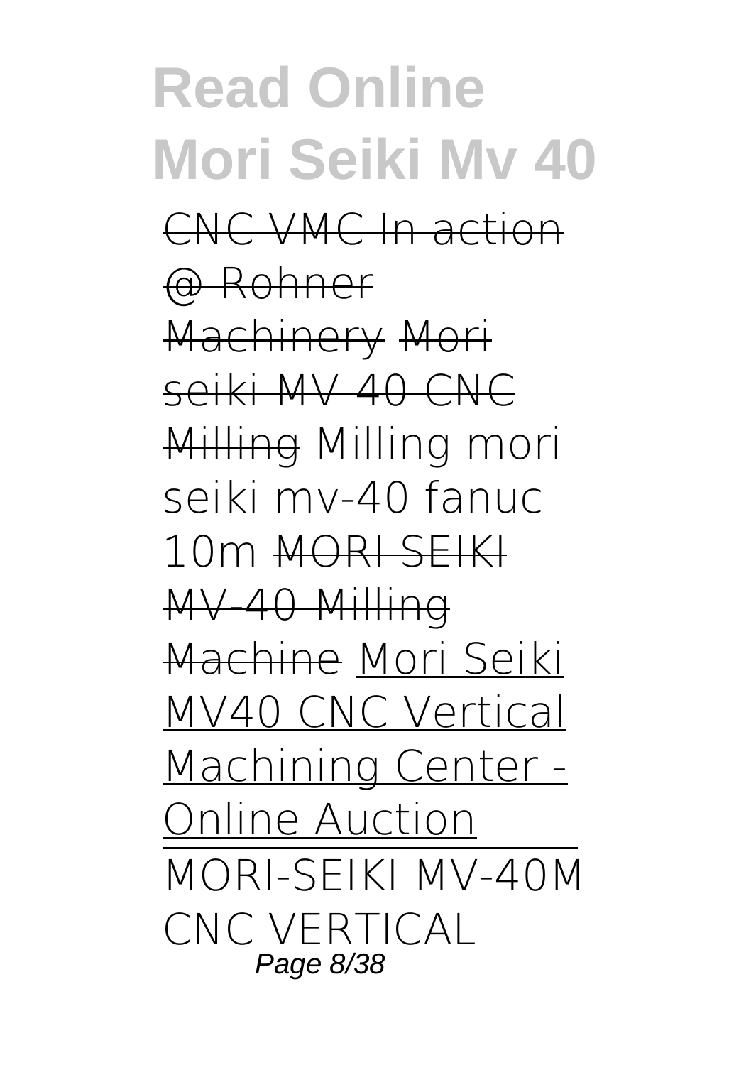# Read Online Mori Seiki Mv 40

~~CNC VMC In action @ Rohner Machinery~~ ~~Mori seiki MV-40 CNC Milling~~ Milling mori seiki mv-40 fanuc 10m ~~MORI SEIKI MV-40 Milling Machine~~ Mori Seiki MV40 CNC Vertical Machining Center - Online Auction

MORI-SEIKI MV-40M CNC VERTICAL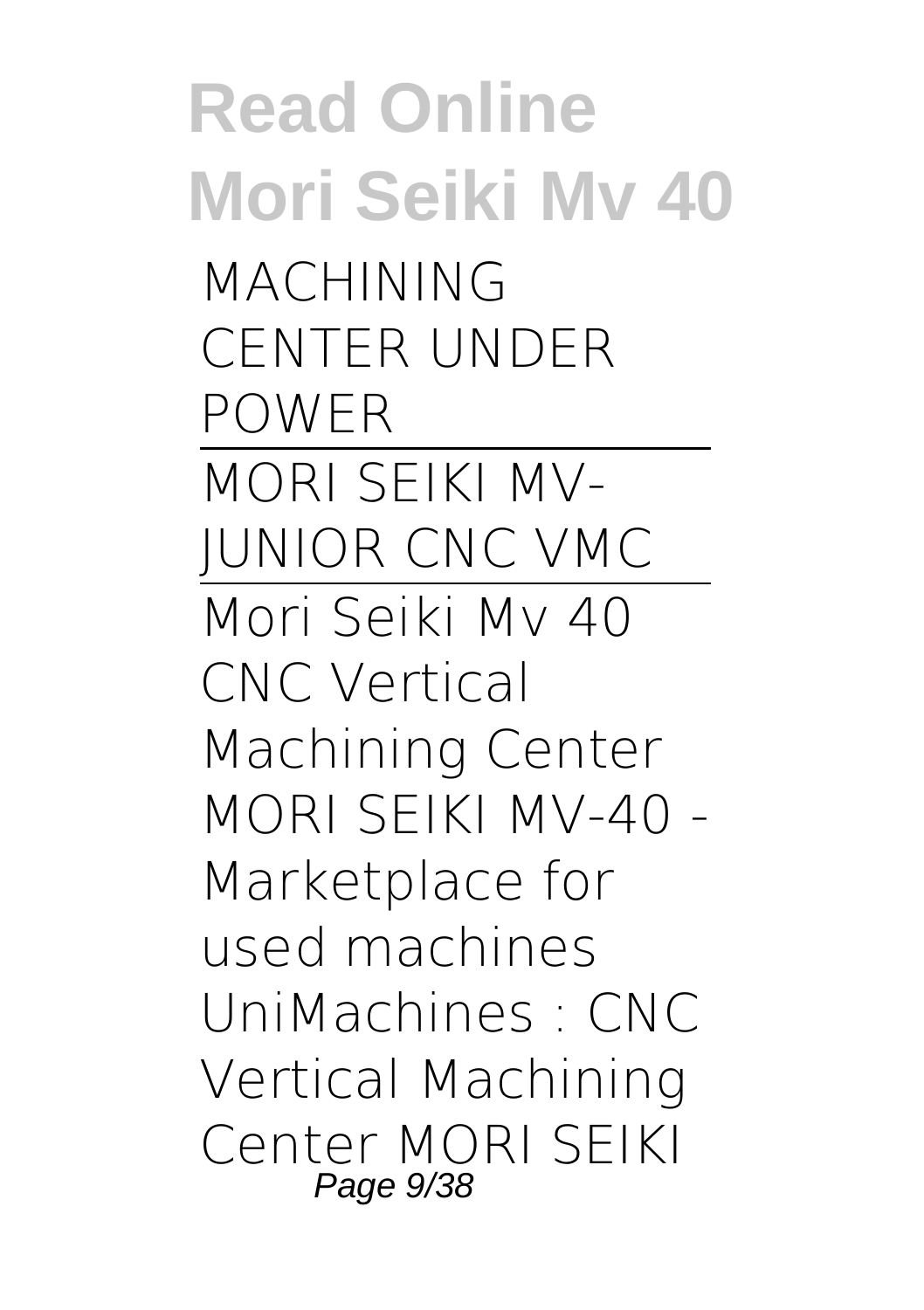MACHINING CENTER UNDER POWER

---

MORI SEIKI MV-JUNIOR CNC VMC

---

Mori Seiki Mv 40 CNC Vertical Machining Center MORI SEIKI MV-40 - Marketplace for used machines UniMachines : CNC Vertical Machining Center MORI SEIKI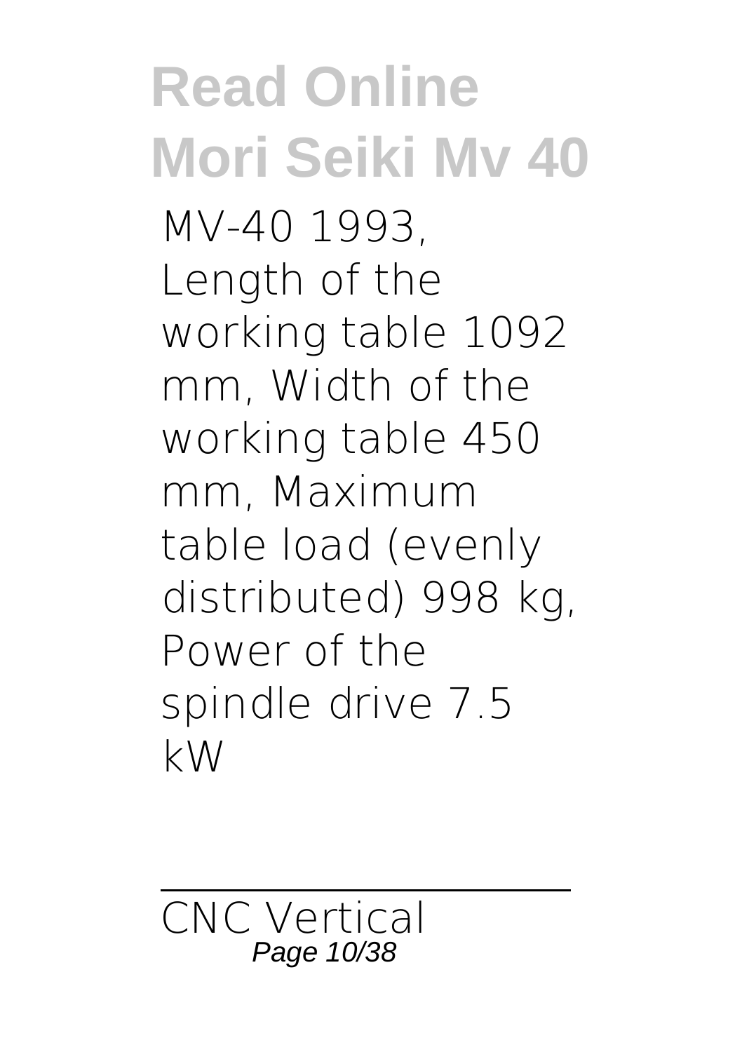MV-40 1993, Length of the working table 1092 mm, Width of the working table 450 mm, Maximum table load (evenly distributed) 998 kg, Power of the spindle drive 7.5 kW

---

CNC Vertical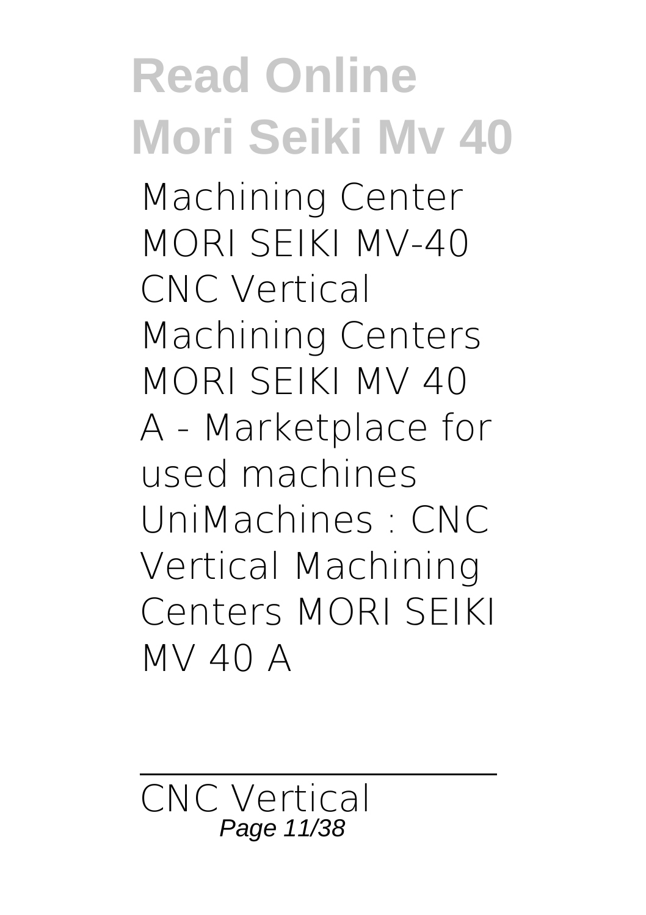Machining Center MORI SEIKI MV-40 CNC Vertical Machining Centers MORI SEIKI MV 40 A - Marketplace for used machines UniMachines : CNC Vertical Machining Centers MORI SEIKI MV 40 A

---

CNC Vertical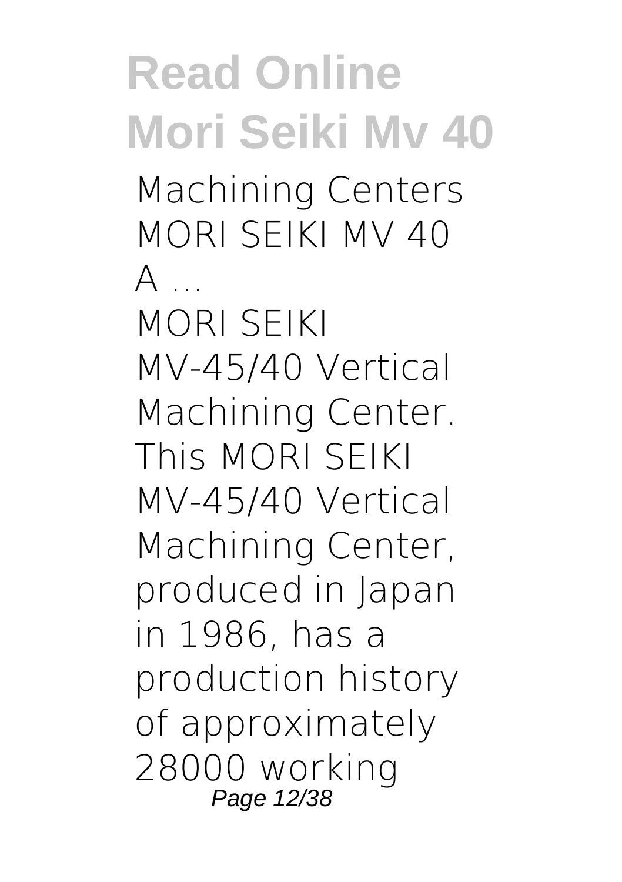**Machining Centers MORI SEIKI MV 40 A ...**

MORI SEIKI MV-45/40 Vertical Machining Center. This MORI SEIKI MV-45/40 Vertical Machining Center, produced in Japan in 1986, has a production history of approximately 28000 working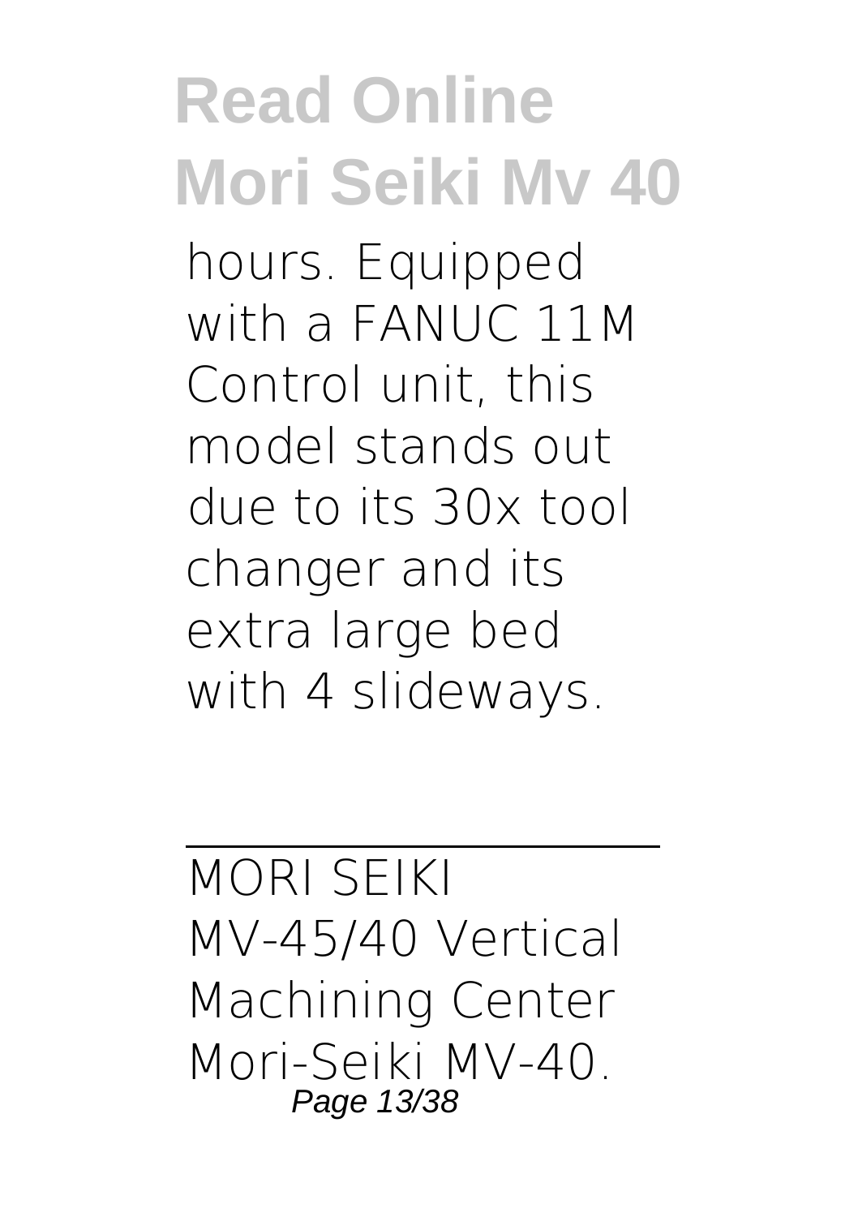hours. Equipped with a FANUC 11M Control unit, this model stands out due to its 30x tool changer and its extra large bed with 4 slideways.

---

MORI SEIKI MV-45/40 Vertical Machining Center

Mori-Seiki MV-40.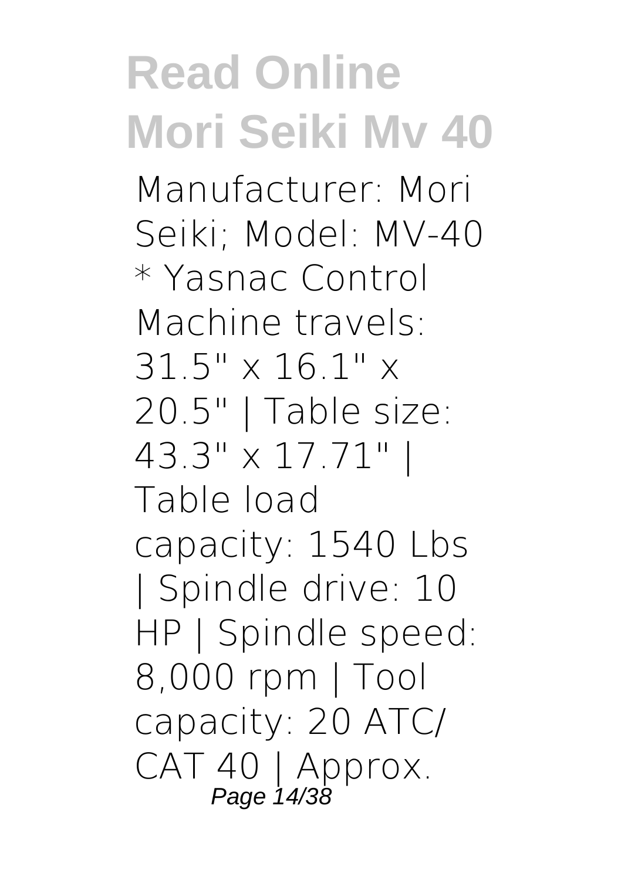Manufacturer: Mori Seiki; Model: MV-40 * Yasnac Control Machine travels: 31.5" x 16.1" x 20.5" | Table size: 43.3" x 17.71" | Table load capacity: 1540 Lbs | Spindle drive: 10 HP | Spindle speed: 8,000 rpm | Tool capacity: 20 ATC/ CAT 40 | Approx.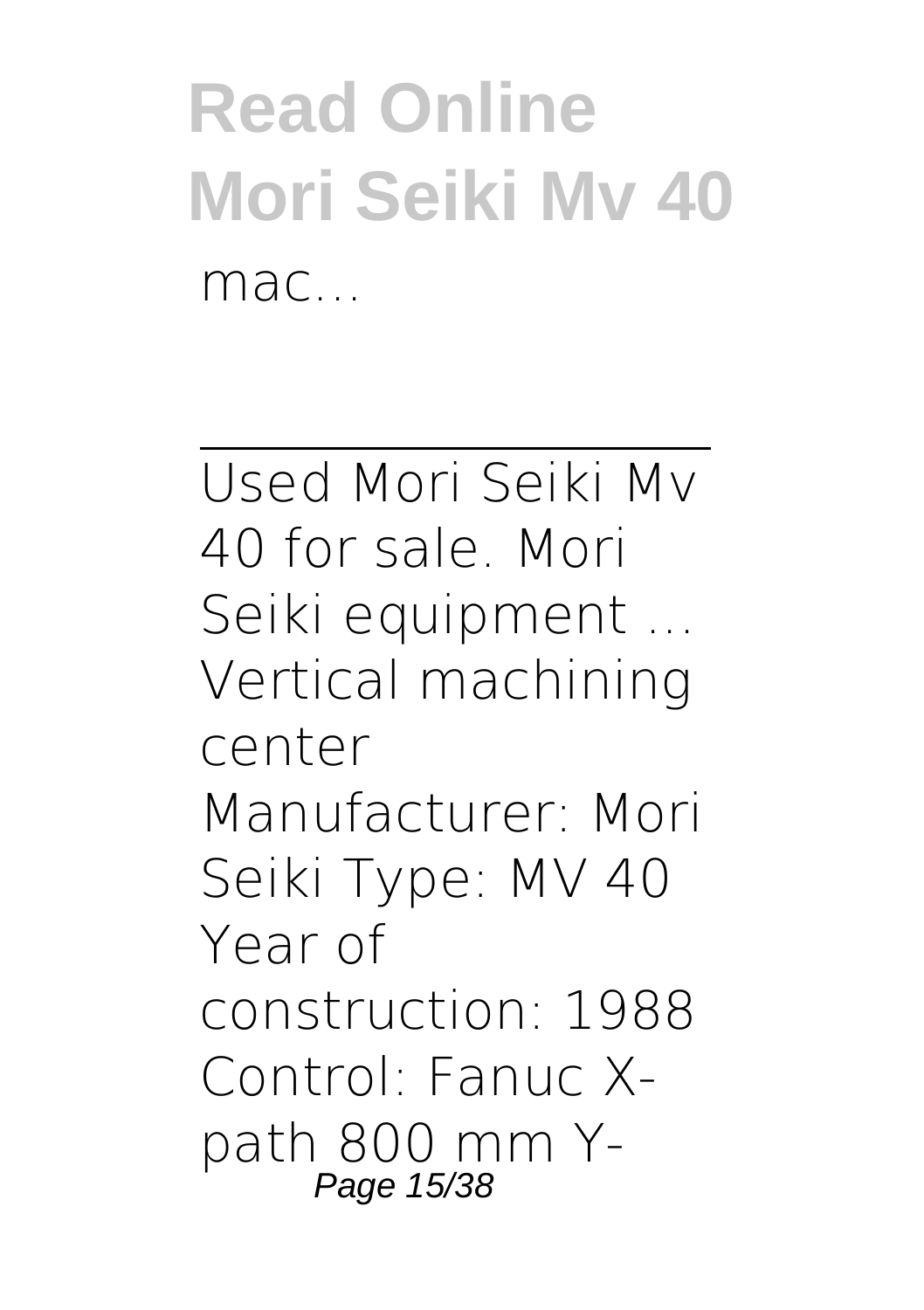mac...

---

Used Mori Seiki Mv 40 for sale. Mori Seiki equipment ... Vertical machining center Manufacturer: Mori Seiki Type: MV 40 Year of construction: 1988 Control: Fanuc X-path 800 mm Y-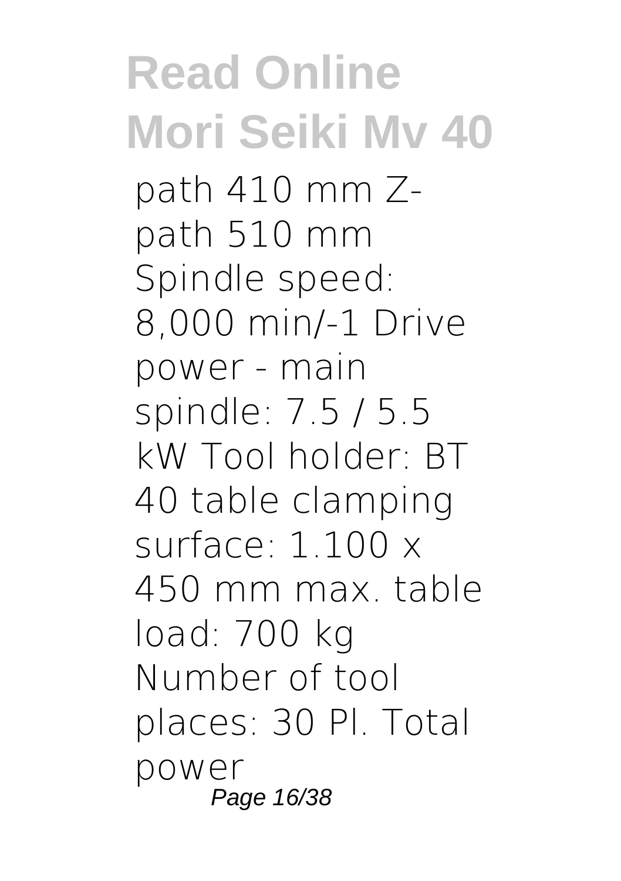path 410 mm Z-path 510 mm Spindle speed: 8,000 min/-1 Drive power - main spindle: 7.5 / 5.5 kW Tool holder: BT 40 table clamping surface: 1.100 x 450 mm max. table load: 700 kg Number of tool places: 30 Pl. Total power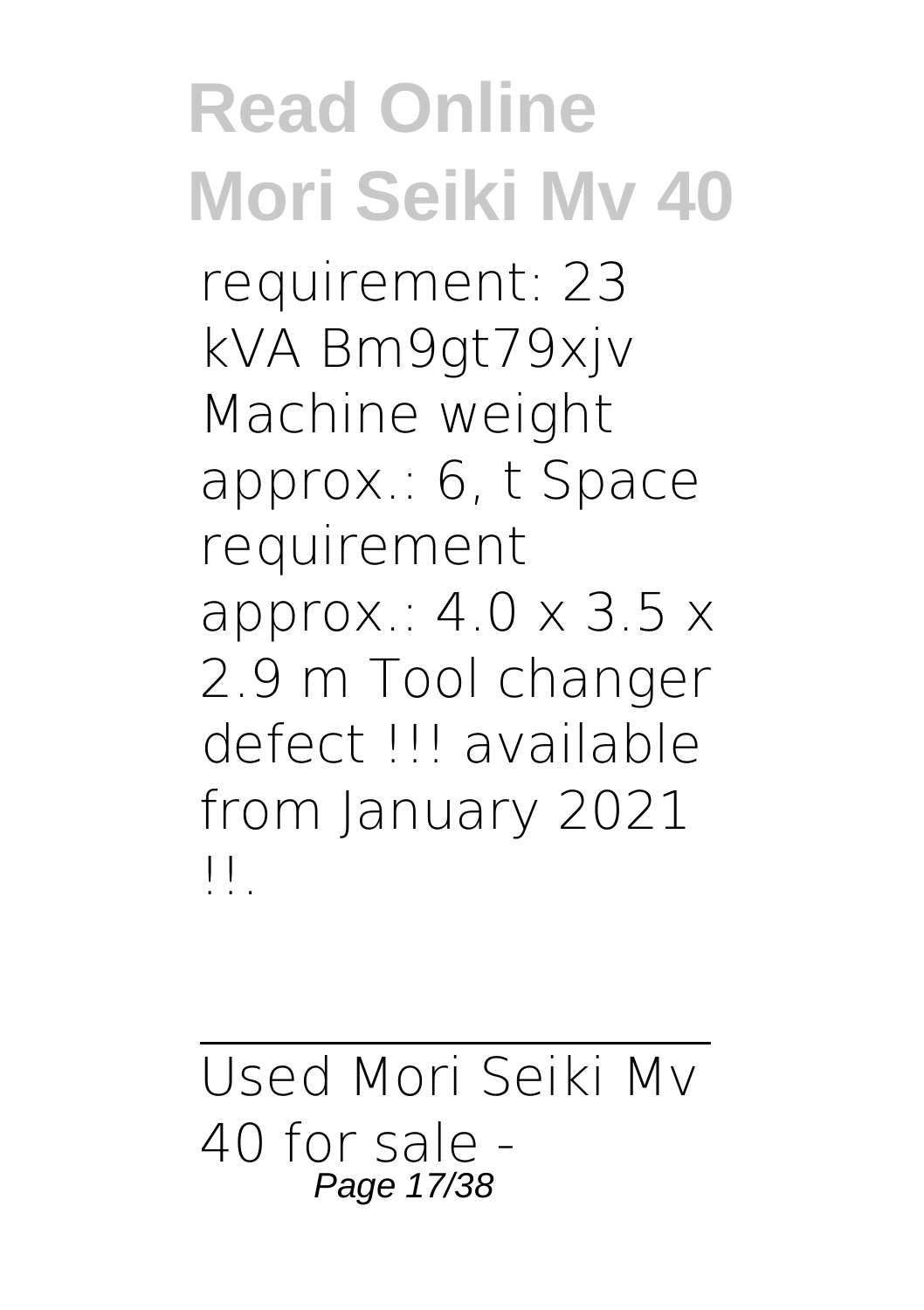requirement: 23 kVA Bm9gt79xjv Machine weight approx.: 6, t Space requirement approx.: 4.0 x 3.5 x 2.9 m Tool changer defect !!! available from January 2021 !!.

Used Mori Seiki Mv 40 for sale -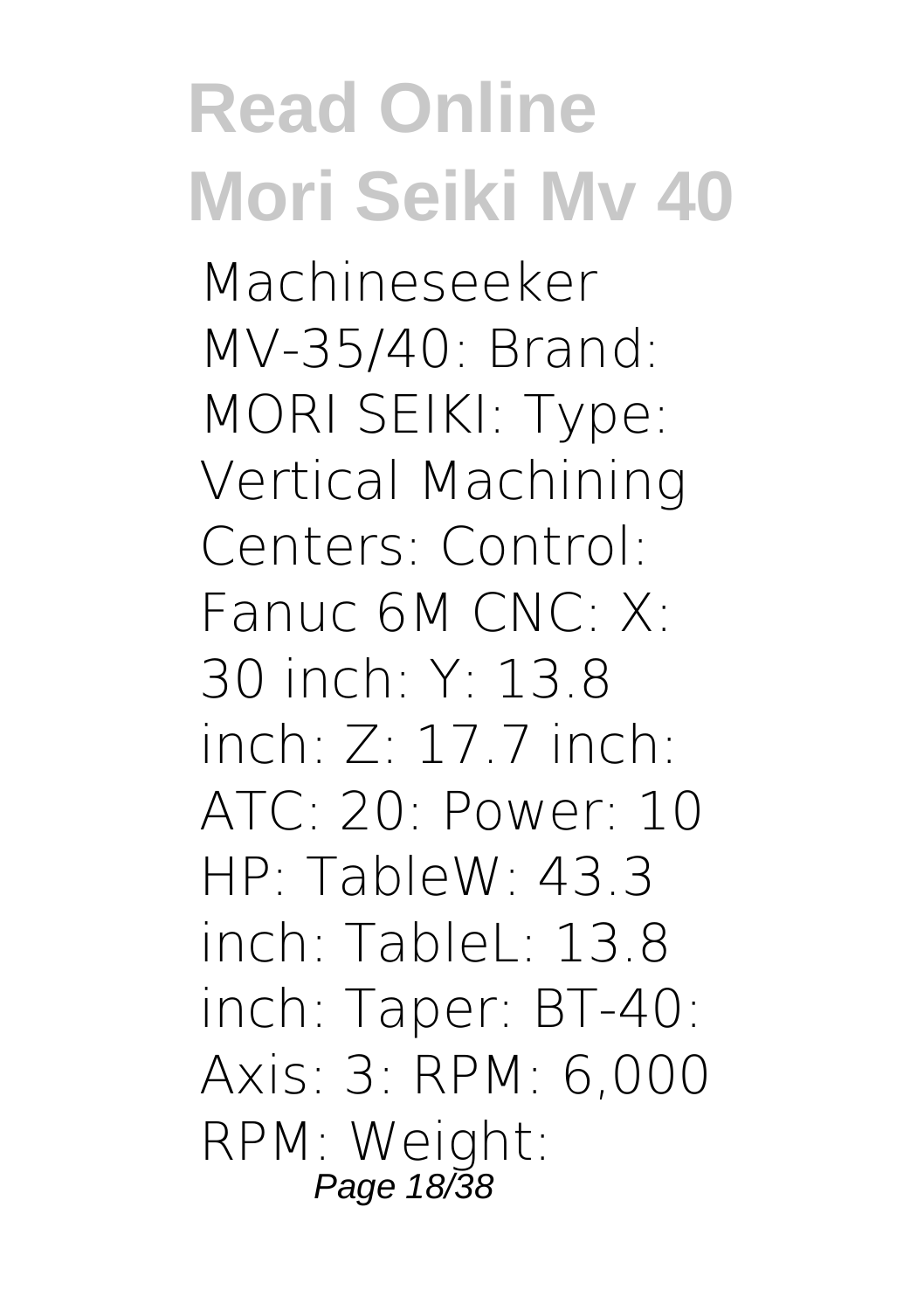Machineseeker MV-35/40: Brand: MORI SEIKI: Type: Vertical Machining Centers: Control: Fanuc 6M CNC: X: 30 inch: Y: 13.8 inch: Z: 17.7 inch: ATC: 20: Power: 10 HP: TableW: 43.3 inch: TableL: 13.8 inch: Taper: BT-40: Axis: 3: RPM: 6,000 RPM: Weight: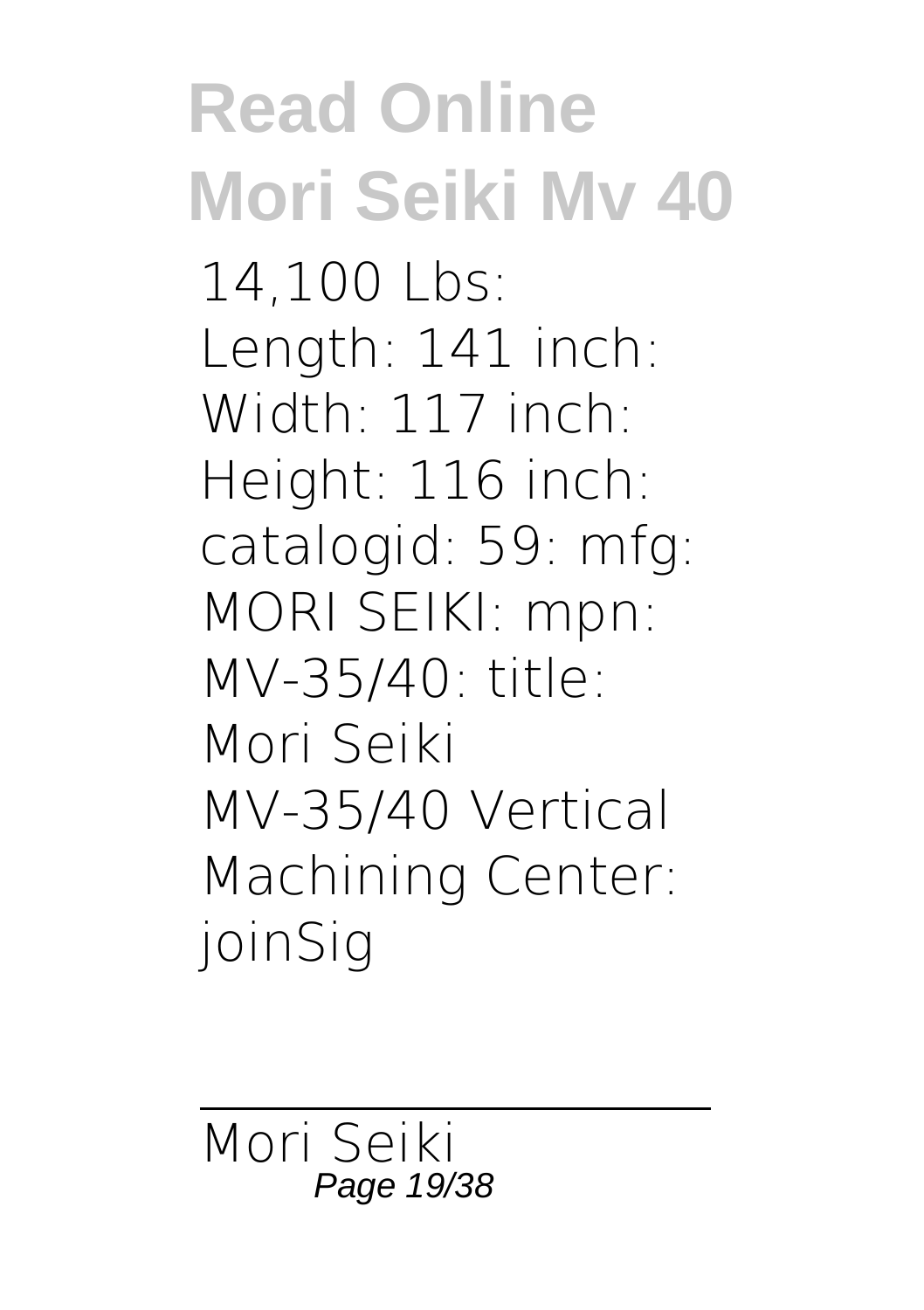14,100 Lbs: Length: 141 inch: Width: 117 inch: Height: 116 inch: catalogid: 59: mfg: MORI SEIKI: mpn: MV-35/40: title: Mori Seiki MV-35/40 Vertical Machining Center: joinSig

---

Mori Seiki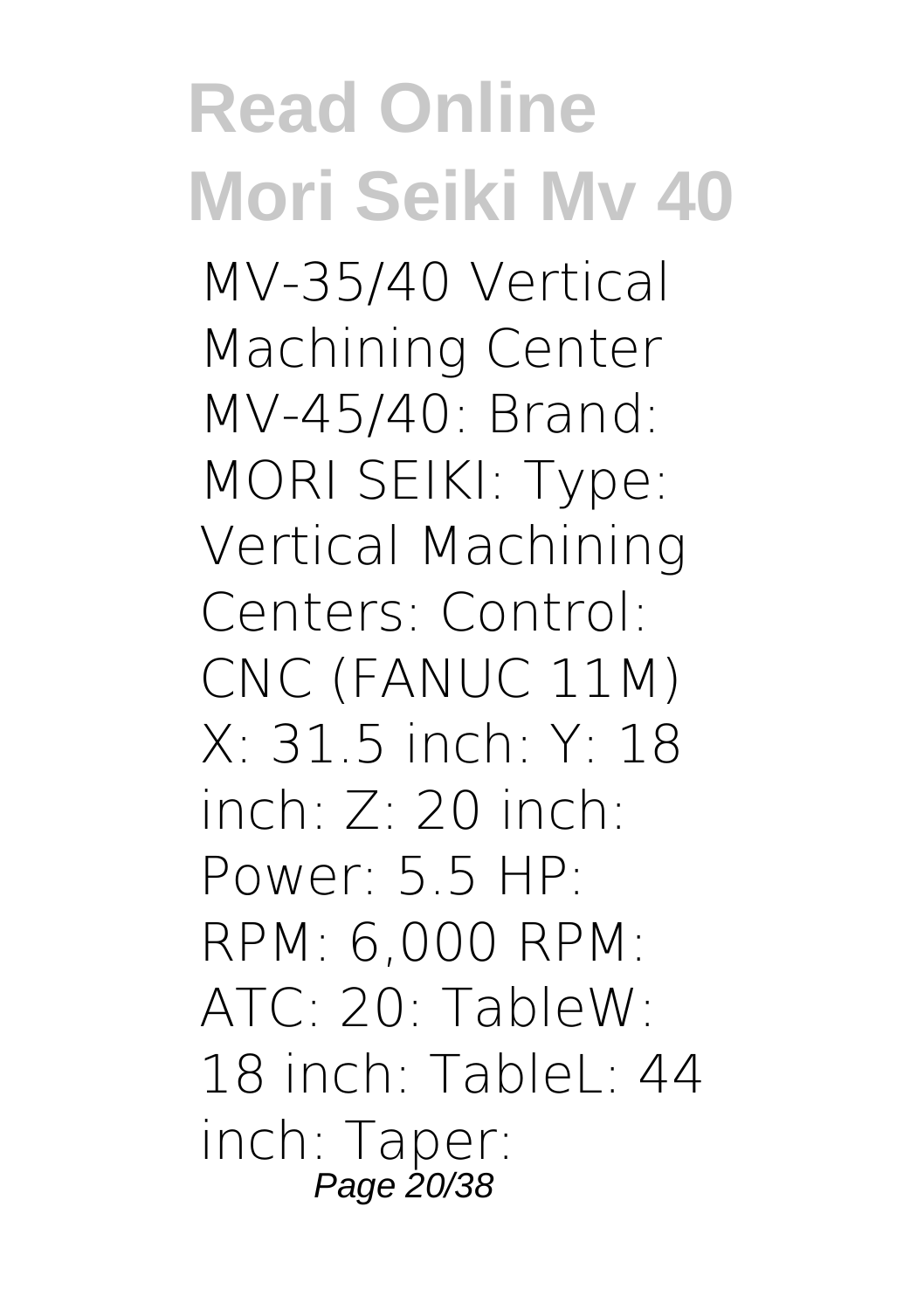MV-35/40 Vertical Machining Center MV-45/40: Brand: MORI SEIKI: Type: Vertical Machining Centers: Control: CNC (FANUC 11M) X: 31.5 inch: Y: 18 inch: Z: 20 inch: Power: 5.5 HP: RPM: 6,000 RPM: ATC: 20: TableW: 18 inch: TableL: 44 inch: Taper: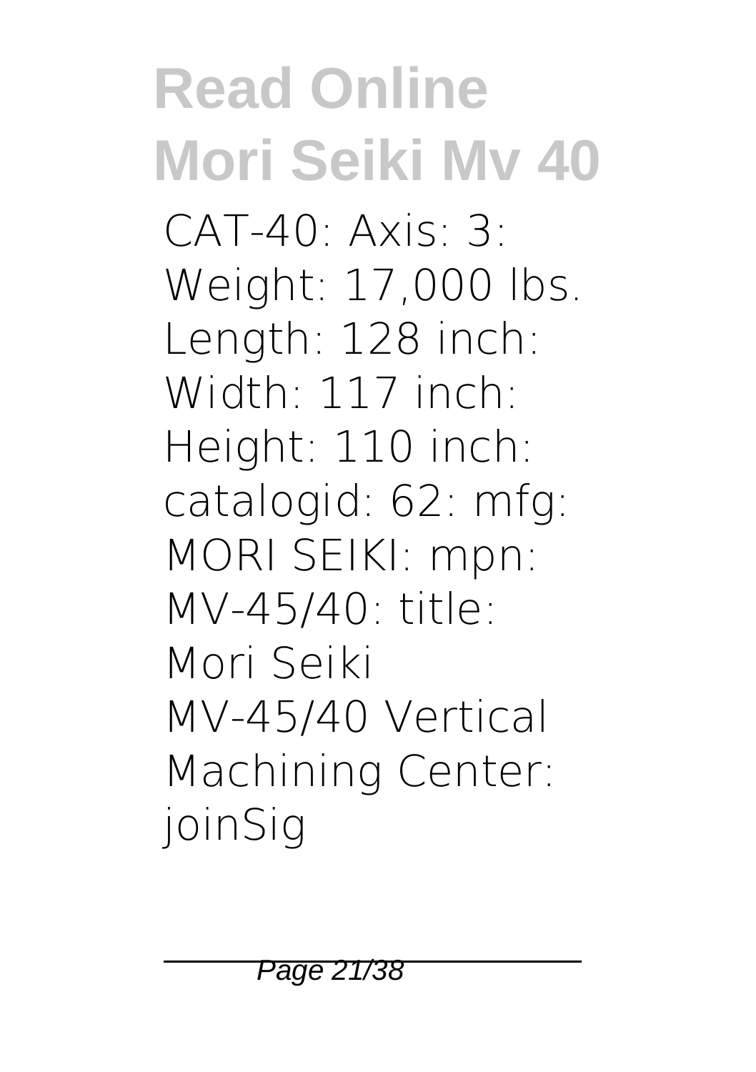CAT-40: Axis: 3: Weight: 17,000 lbs. Length: 128 inch: Width: 117 inch: Height: 110 inch: catalogid: 62: mfg: MORI SEIKI: mpn: MV-45/40: title: Mori Seiki MV-45/40 Vertical Machining Center: joinSig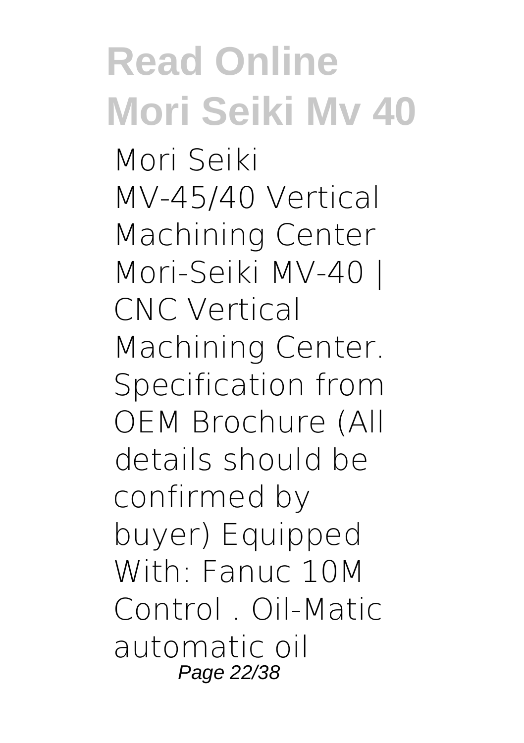Mori Seiki MV-45/40 Vertical Machining Center Mori-Seiki MV-40 | CNC Vertical Machining Center. Specification from OEM Brochure (All details should be confirmed by buyer) Equipped With: Fanuc 10M Control . Oil-Matic automatic oil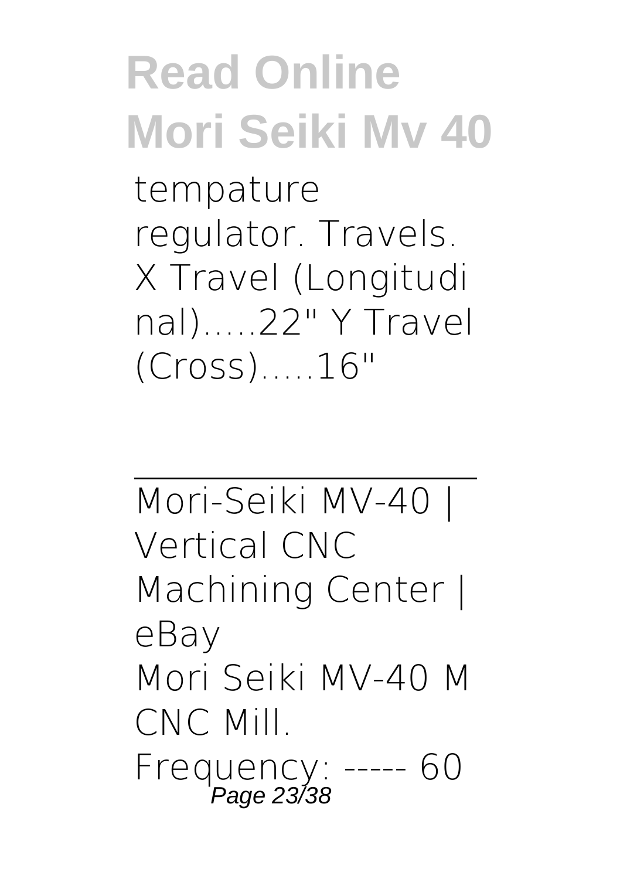tempature regulator. Travels. X Travel (Longitudinal).....22" Y Travel (Cross).....16"

---

Mori-Seiki MV-40 | Vertical CNC Machining Center | eBay

Mori Seiki MV-40 M CNC Mill. Frequency: ----- 60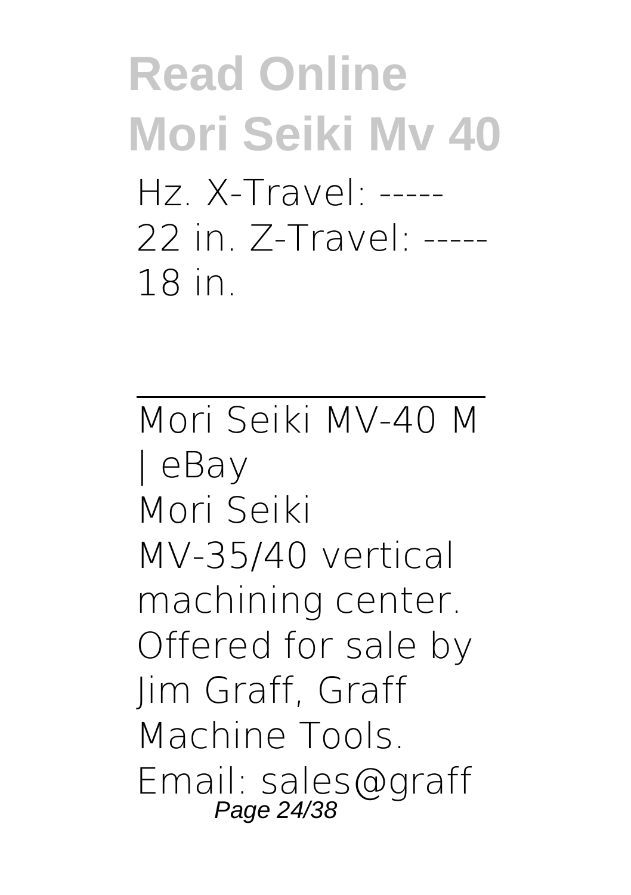Hz. X-Travel: ----- 22 in. Z-Travel: ----- 18 in.

---

Mori Seiki MV-40 M | eBay

Mori Seiki MV-35/40 vertical machining center. Offered for sale by Jim Graff, Graff Machine Tools. Email: sales@graff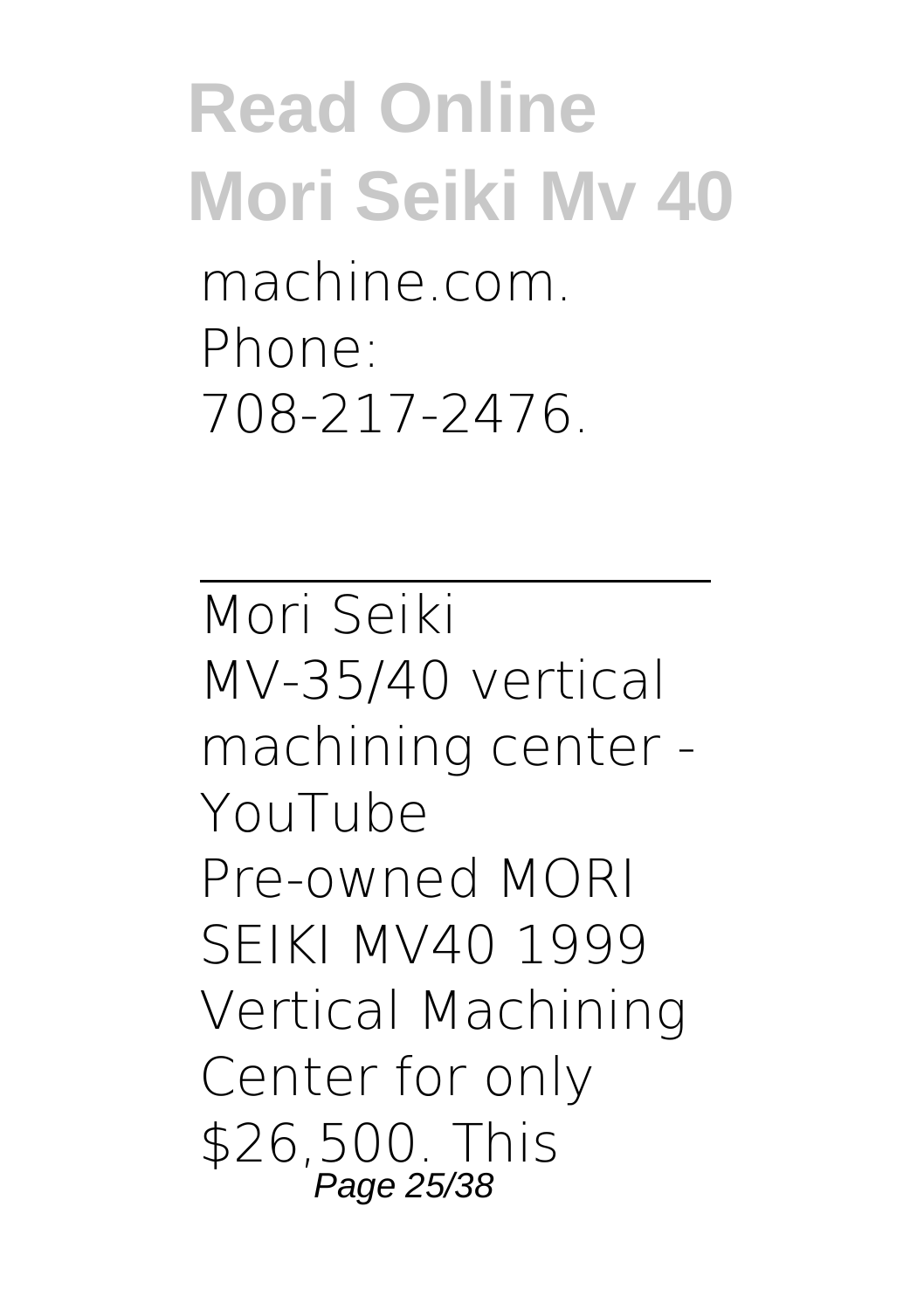machine.com. Phone: 708-217-2476.

---

Mori Seiki MV-35/40 vertical machining center - YouTube

Pre-owned MORI SEIKI MV40 1999 Vertical Machining Center for only $26,500. This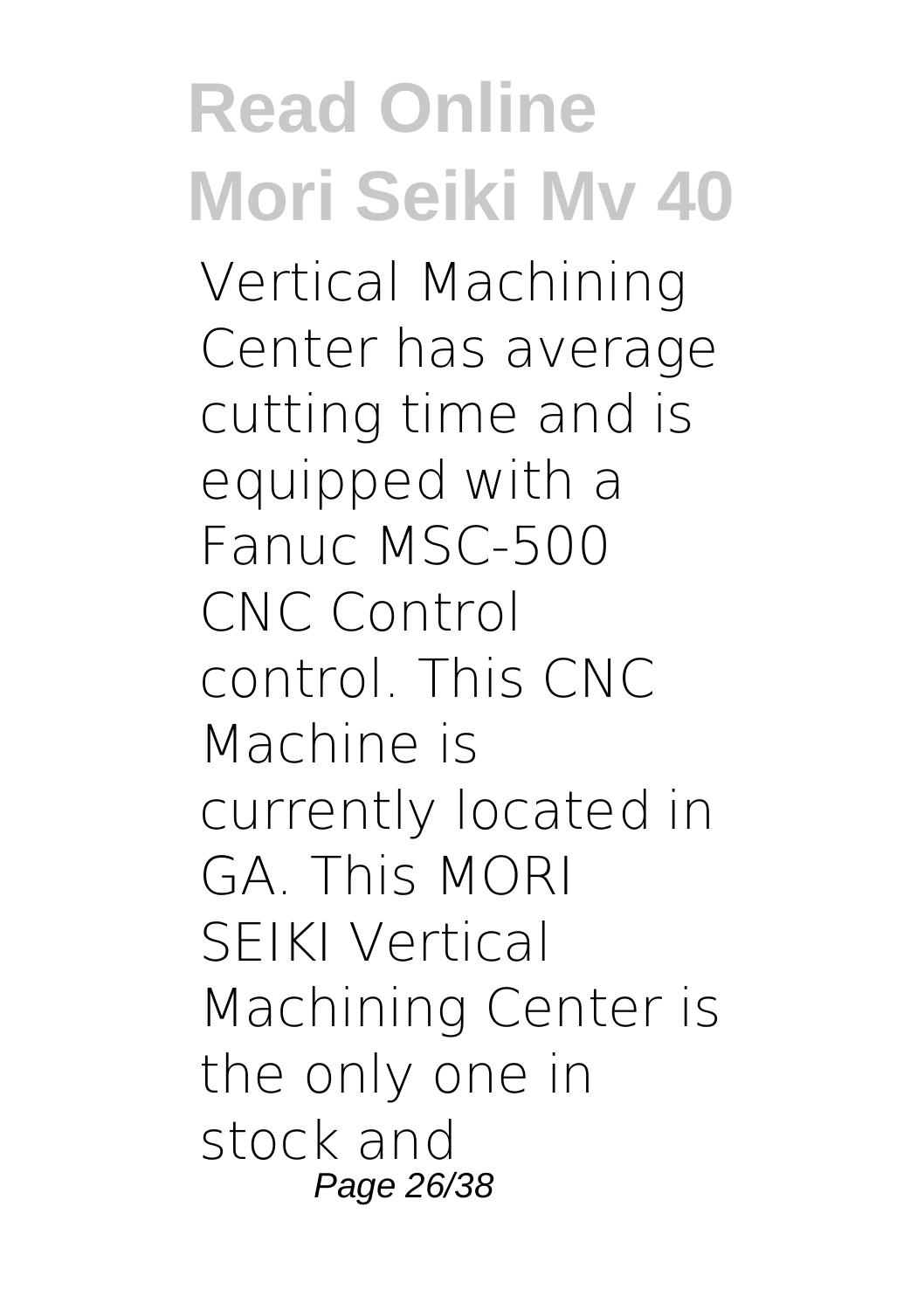Vertical Machining Center has average cutting time and is equipped with a Fanuc MSC-500 CNC Control control. This CNC Machine is currently located in GA. This MORI SEIKI Vertical Machining Center is the only one in stock and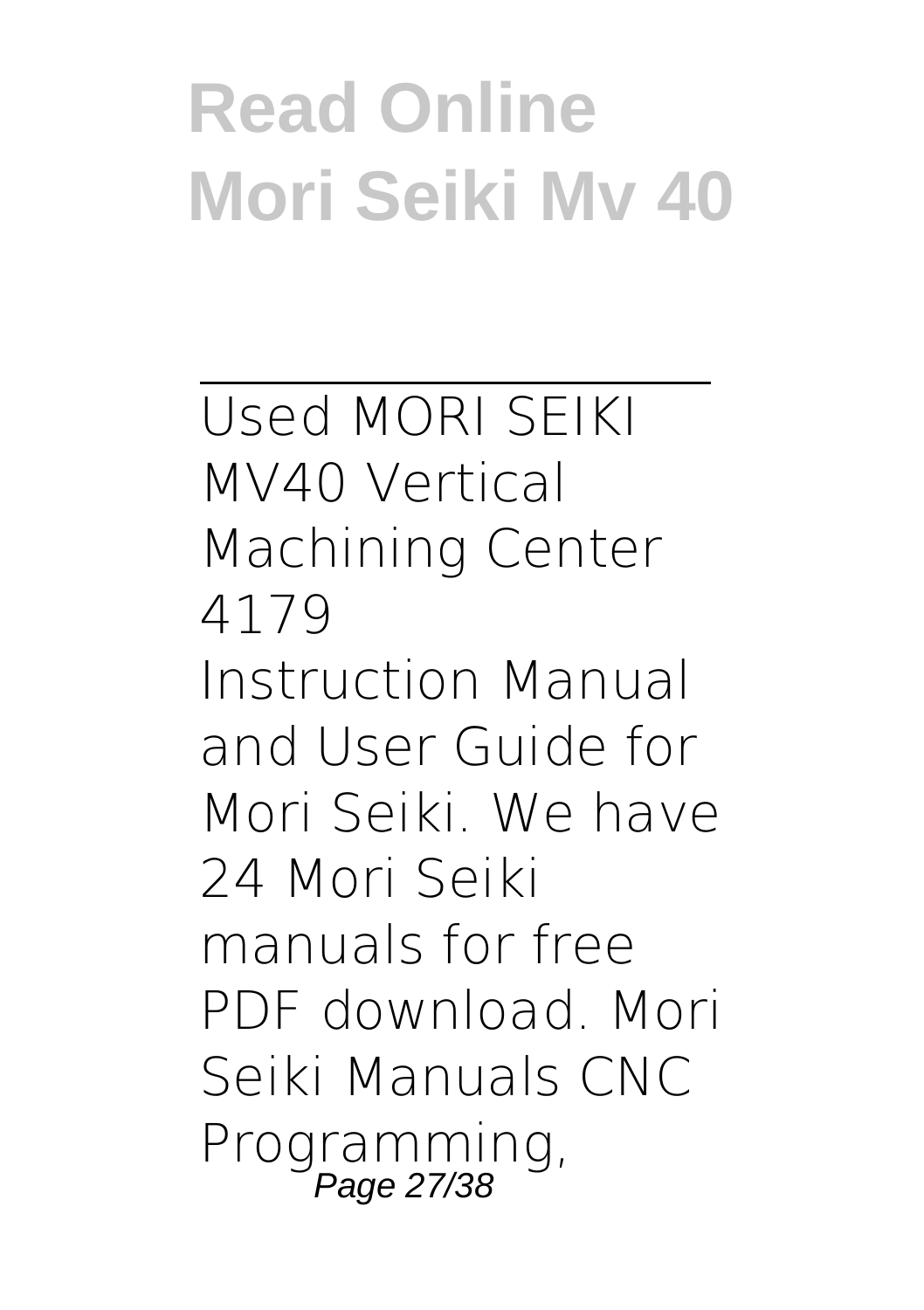# Read Online Mori Seiki Mv 40

---

Used MORI SEIKI MV40 Vertical Machining Center 4179

Instruction Manual and User Guide for Mori Seiki. We have 24 Mori Seiki manuals for free PDF download. Mori Seiki Manuals CNC Programming,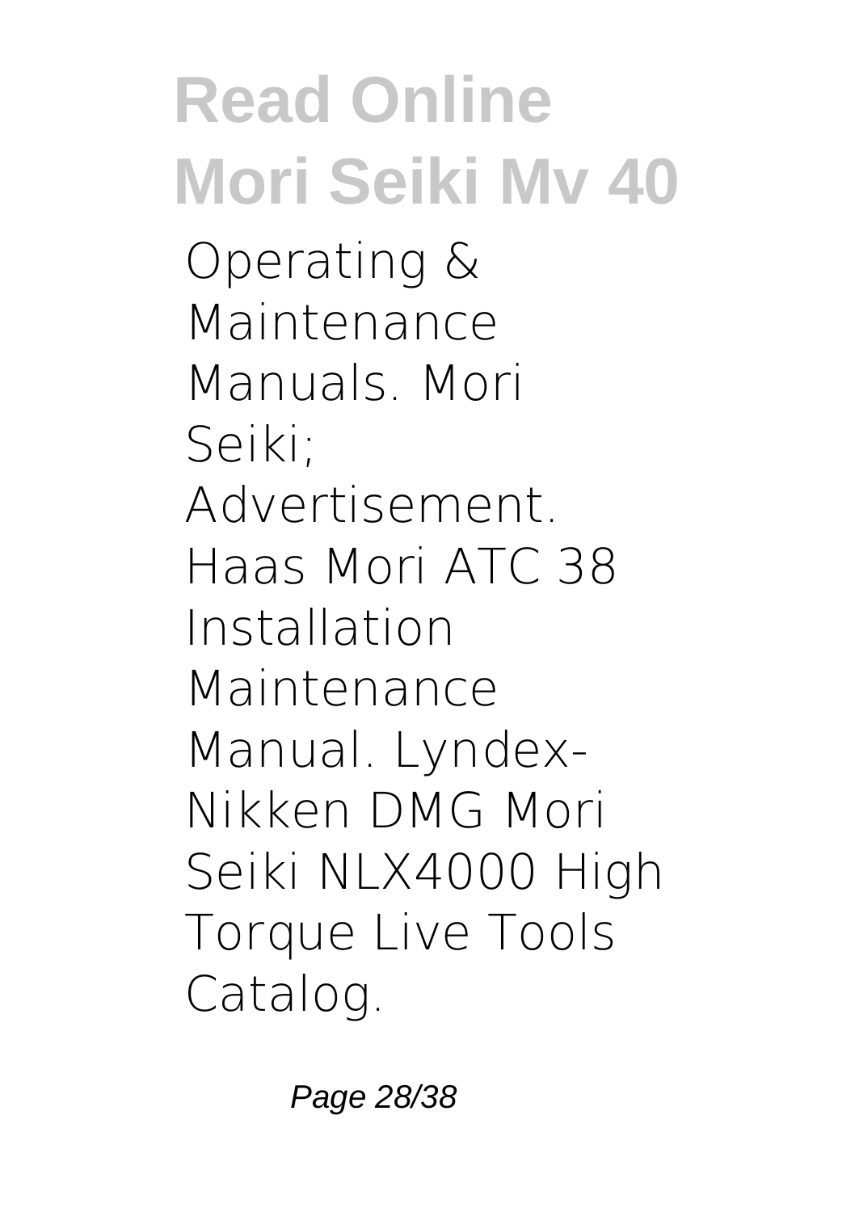Operating & Maintenance Manuals. Mori Seiki; Advertisement. Haas Mori ATC 38 Installation Maintenance Manual. Lyndex-Nikken DMG Mori Seiki NLX4000 High Torque Live Tools Catalog.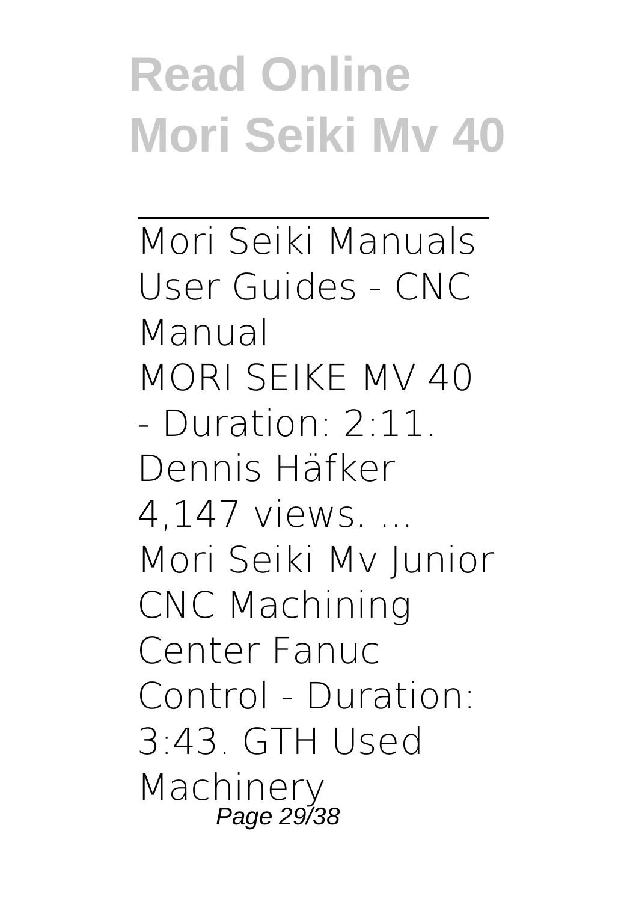Mori Seiki Manuals User Guides - CNC Manual

MORI SEIKE MV 40 - Duration: 2:11. Dennis Häfker 4,147 views. ... Mori Seiki Mv Junior CNC Machining Center Fanuc Control - Duration: 3:43. GTH Used Machinery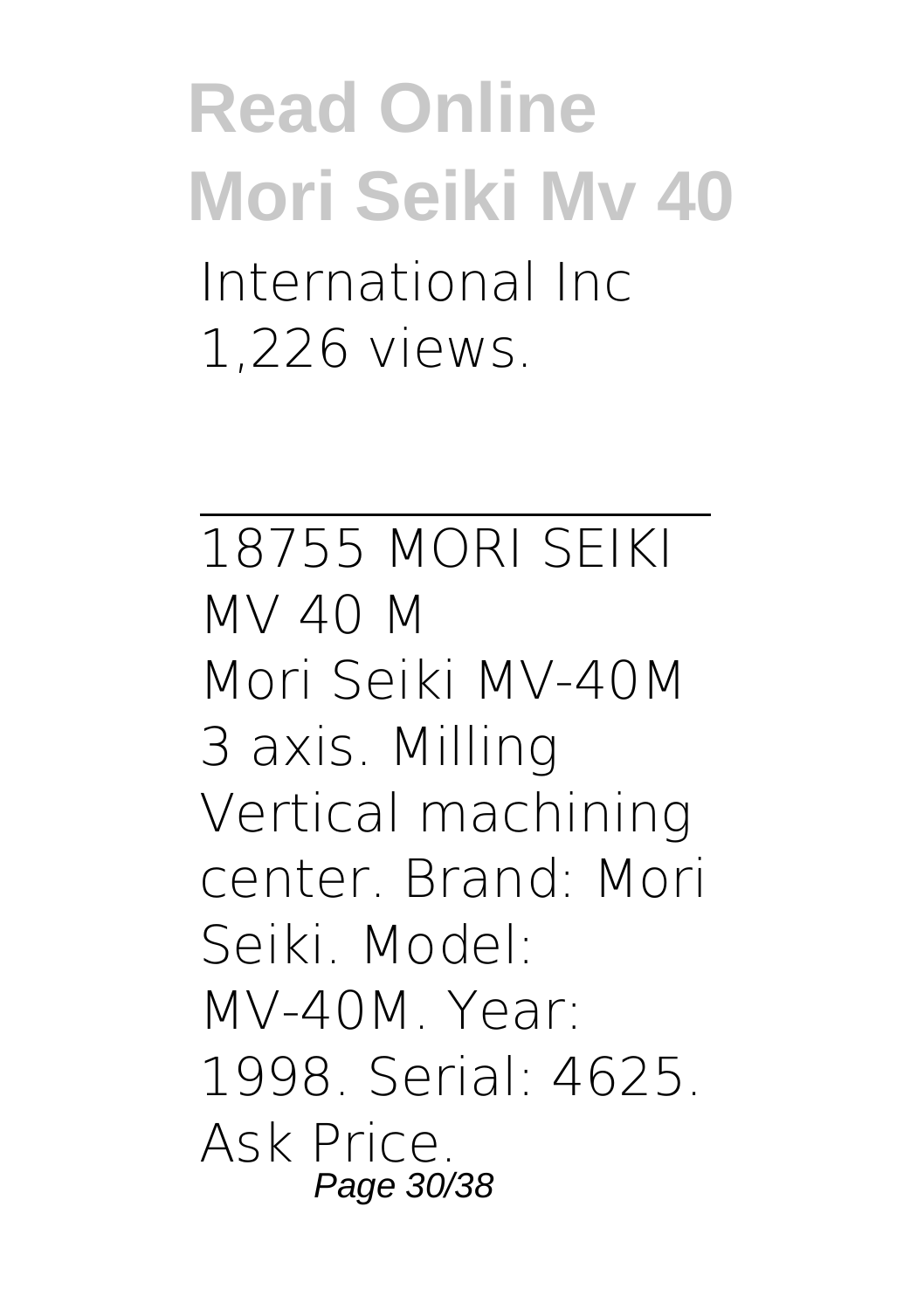International Inc 1,226 views.

---

18755 MORI SEIKI MV 40 M

Mori Seiki MV-40M 3 axis. Milling Vertical machining center. Brand: Mori Seiki. Model: MV-40M. Year: 1998. Serial: 4625. Ask Price.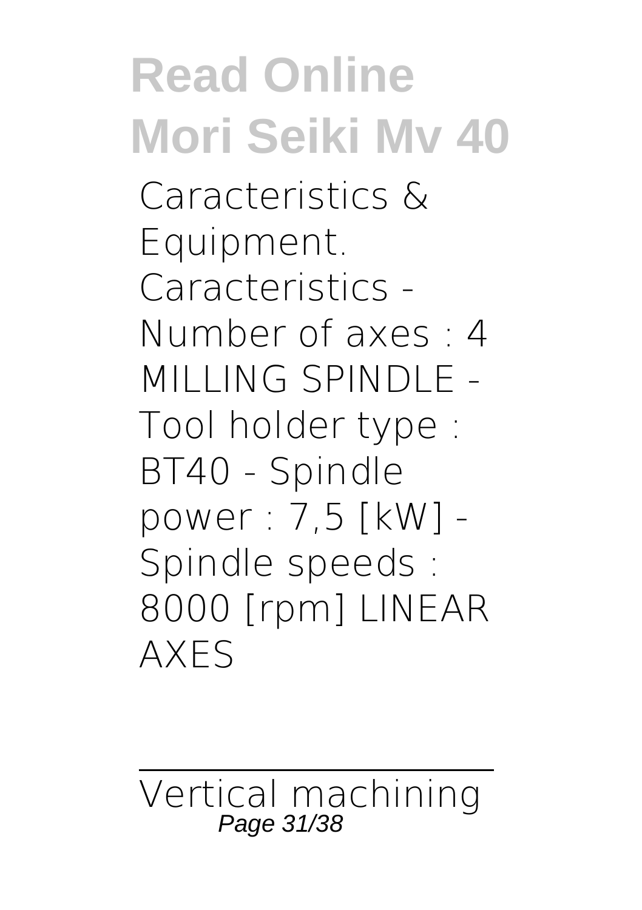Caracteristics & Equipment. Caracteristics - Number of axes : 4 MILLING SPINDLE - Tool holder type : BT40 - Spindle power : 7,5 [kW] - Spindle speeds : 8000 [rpm] LINEAR AXES

Vertical machining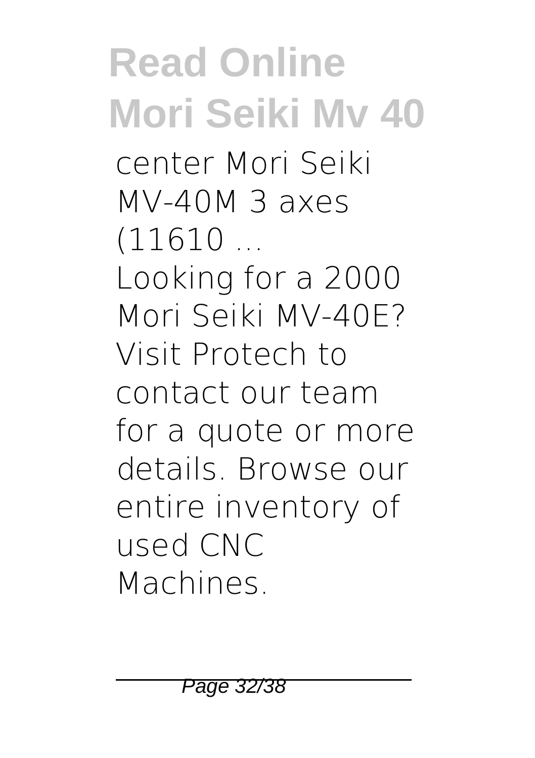center Mori Seiki MV-40M 3 axes (11610 ...

Looking for a 2000 Mori Seiki MV-40E? Visit Protech to contact our team for a quote or more details. Browse our entire inventory of used CNC Machines.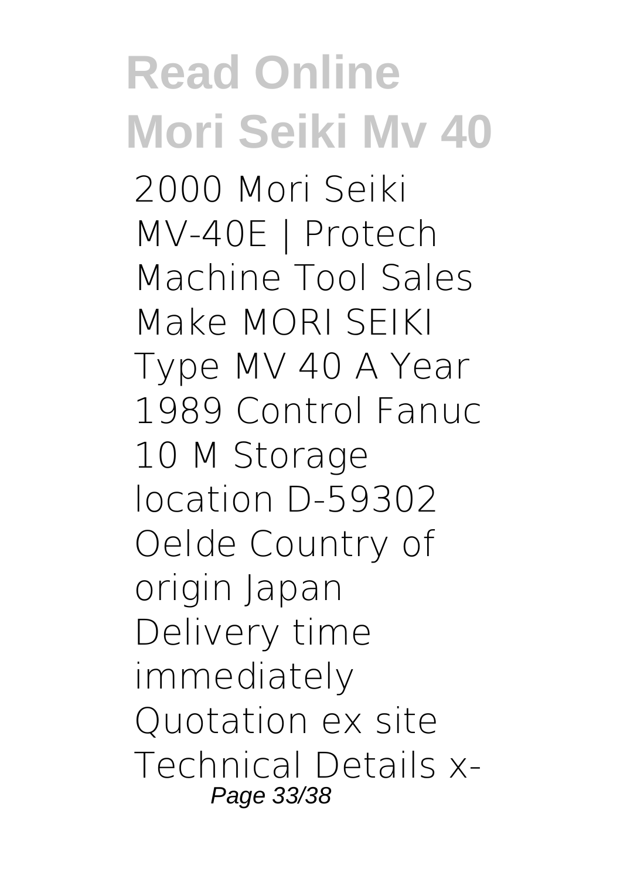2000 Mori Seiki MV-40E | Protech Machine Tool Sales
Make MORI SEIKI Type MV 40 A Year 1989 Control Fanuc 10 M Storage location D-59302 Oelde Country of origin Japan Delivery time immediately Quotation ex site Technical Details x-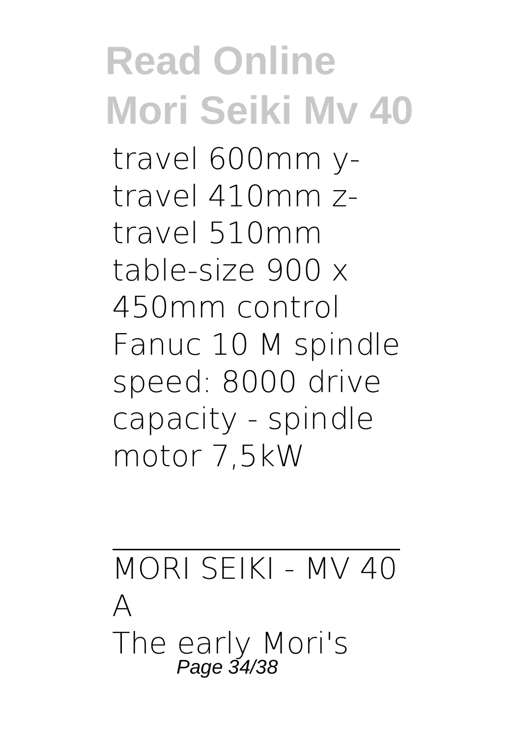travel 600mm y-travel 410mm z-travel 510mm table-size 900 x 450mm control Fanuc 10 M spindle speed: 8000 drive capacity - spindle motor 7,5kW

MORI SEIKI - MV 40 A

The early Mori's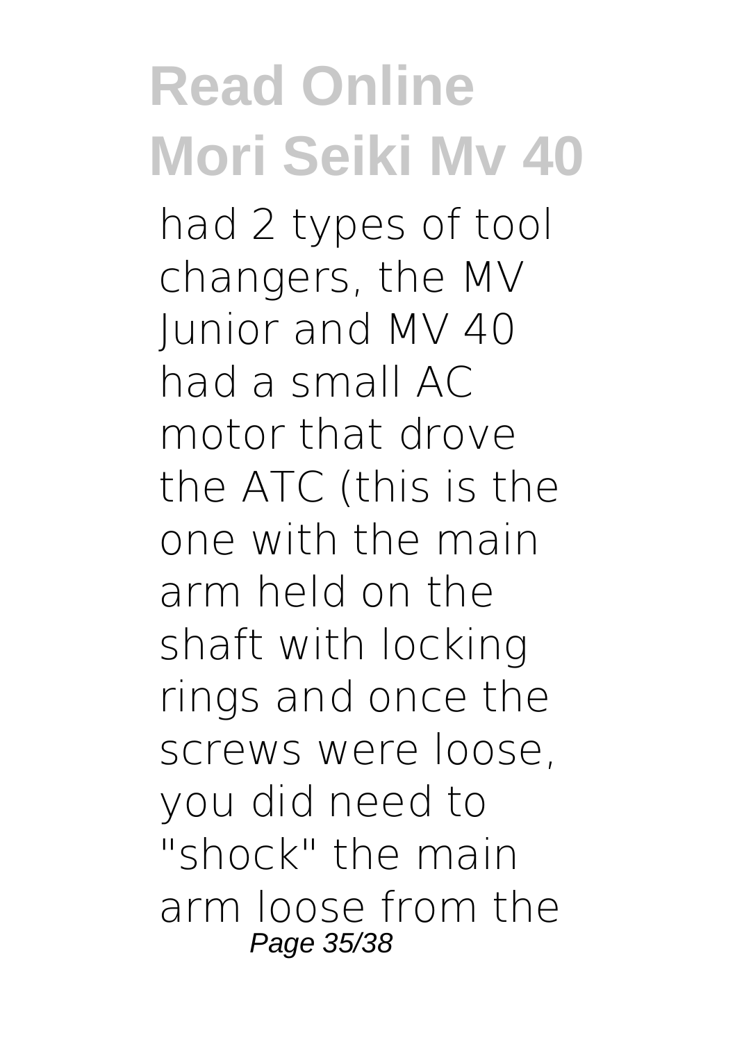had 2 types of tool changers, the MV Junior and MV 40 had a small AC motor that drove the ATC (this is the one with the main arm held on the shaft with locking rings and once the screws were loose, you did need to "shock" the main arm loose from the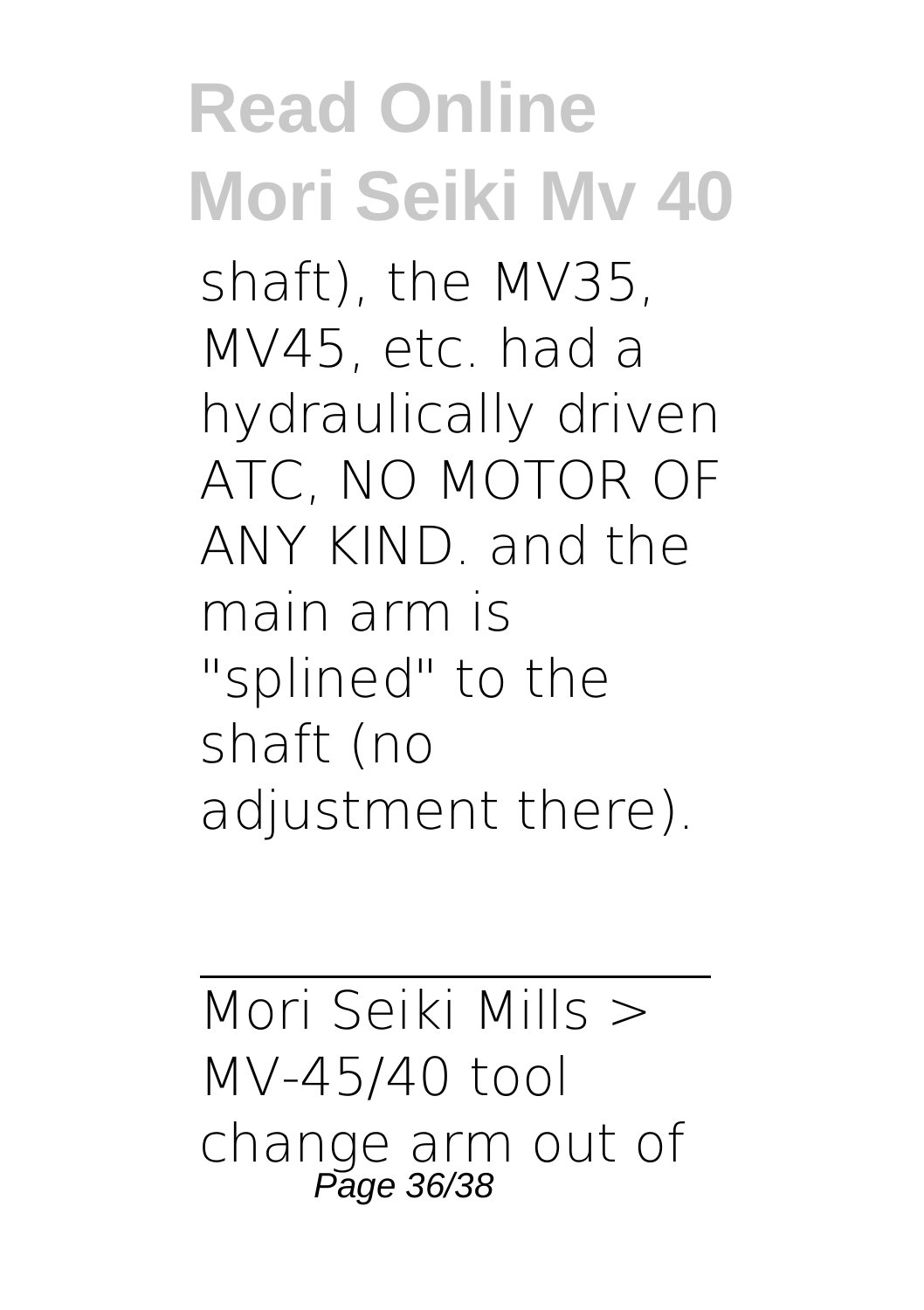shaft), the MV35, MV45, etc. had a hydraulically driven ATC, NO MOTOR OF ANY KIND. and the main arm is "splined" to the shaft (no adjustment there).

---

Mori Seiki Mills > MV-45/40 tool change arm out of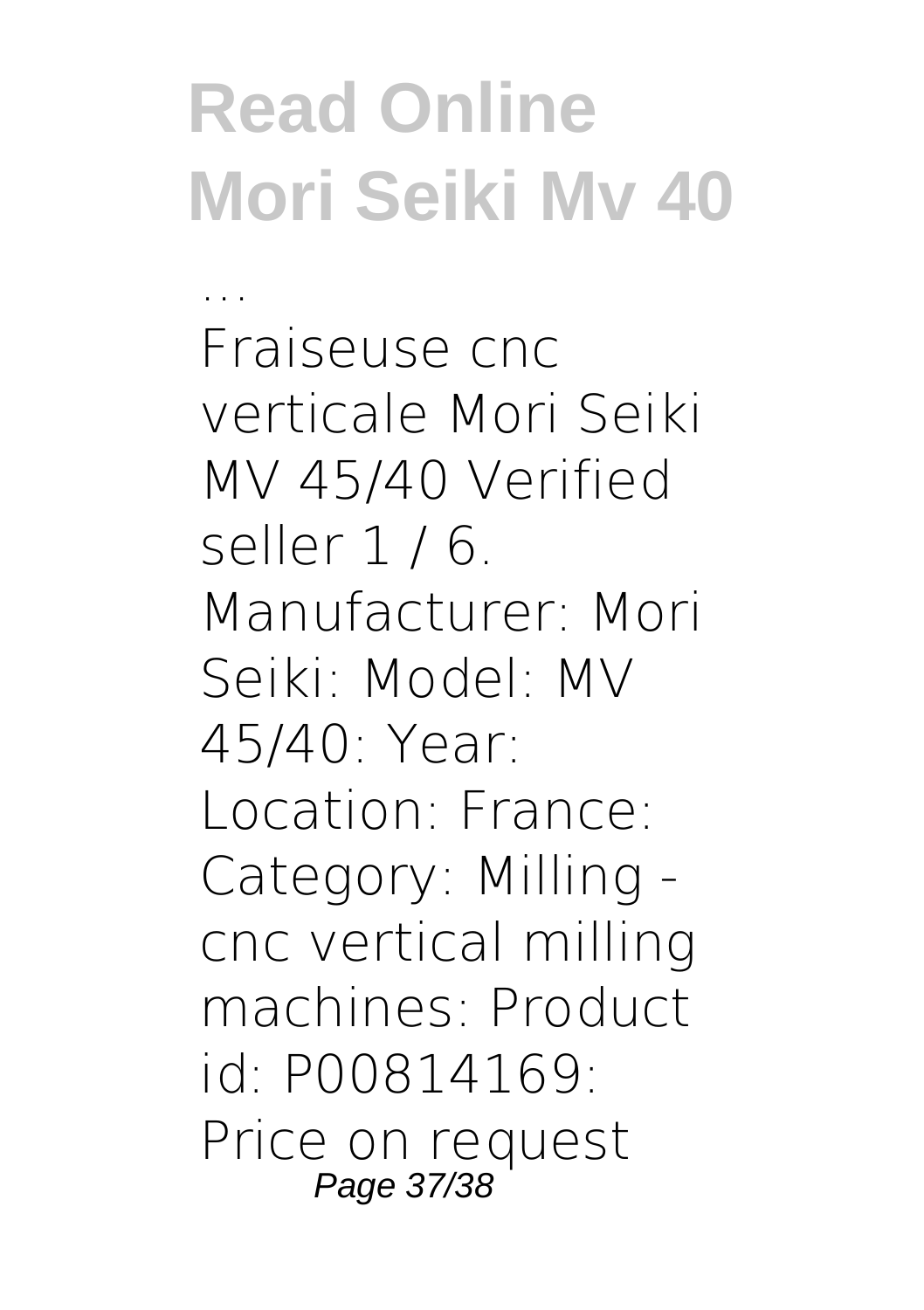...

Fraiseuse cnc verticale Mori Seiki MV 45/40 Verified seller 1 / 6. Manufacturer: Mori Seiki: Model: MV 45/40: Year: Location: France: Category: Milling - cnc vertical milling machines: Product id: P00814169: Price on request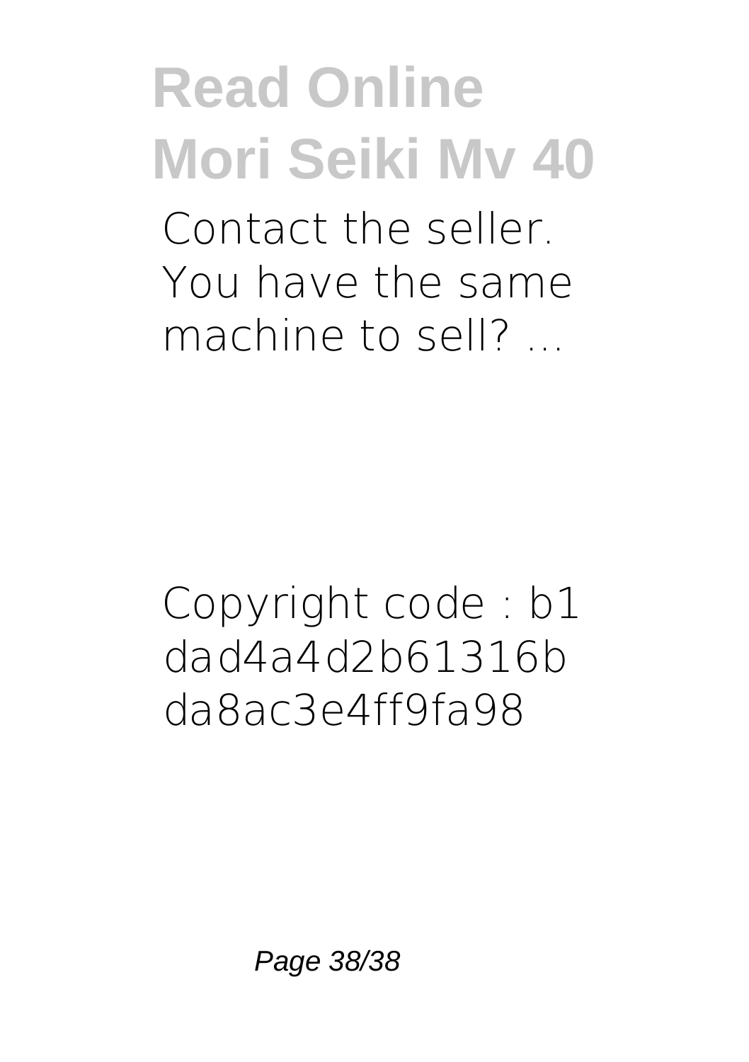Contact the seller. You have the same machine to sell? ...

Copyright code : b1dad4a4d2b61316bda8ac3e4ff9fa98